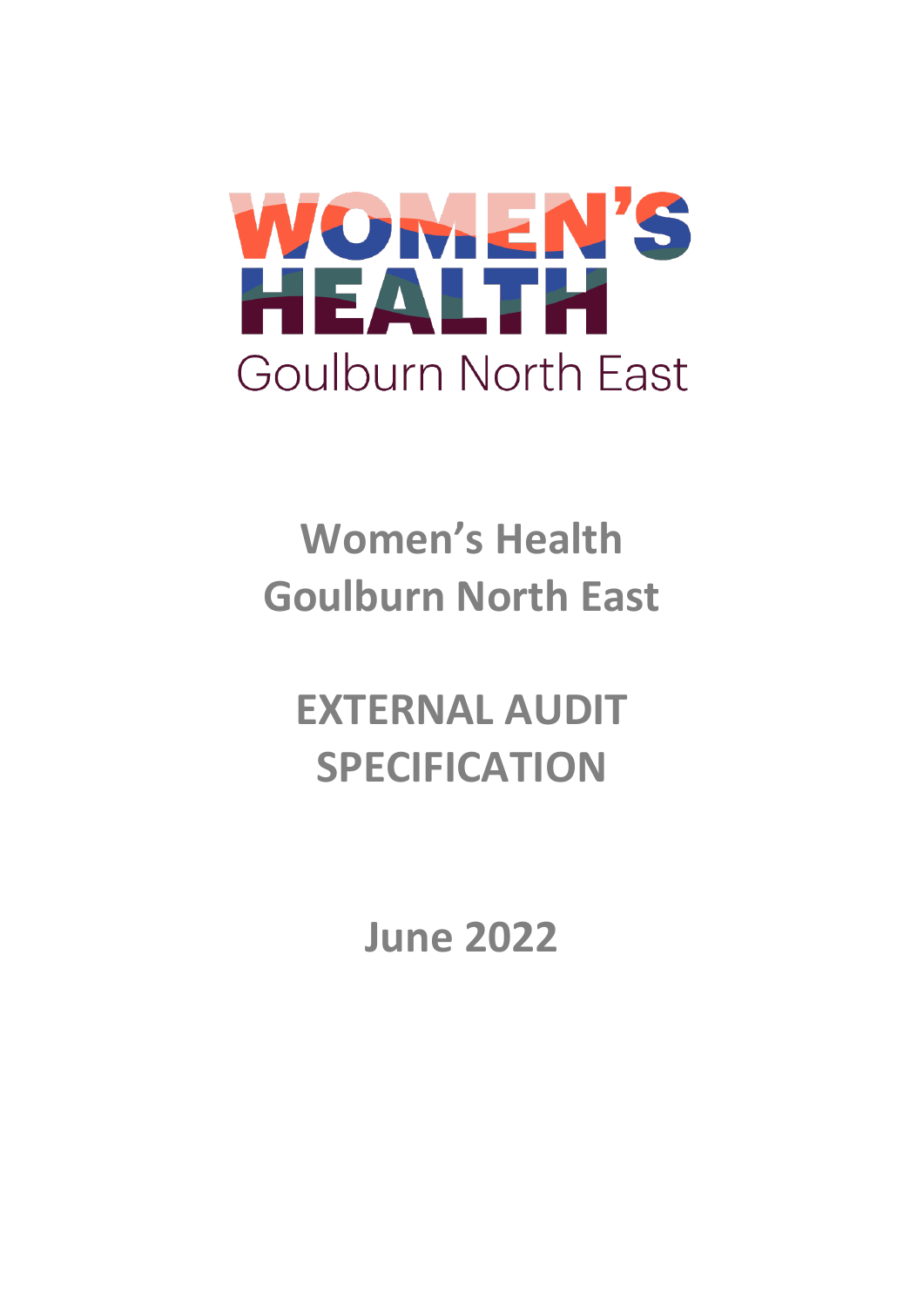WOMEN'S HEALTH

Goulburn North East

# Women's Health Goulburn North East

# EXTERNAL AUDIT SPECIFICATION

## June 2022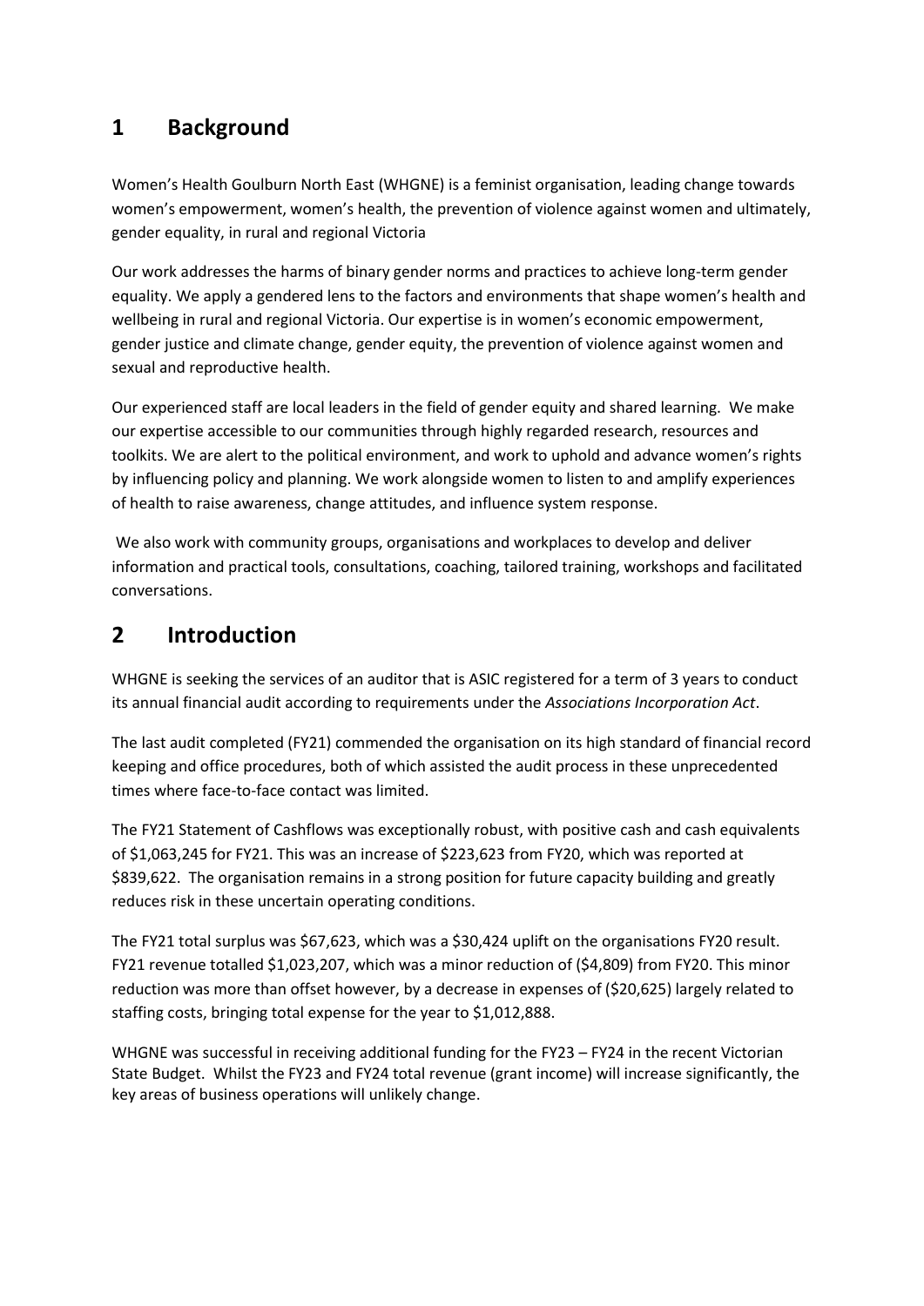# 1 Background

Women's Health Goulburn North East (WHGNE) is a feminist organisation, leading change towards women's empowerment, women's health, the prevention of violence against women and ultimately, gender equality, in rural and regional Victoria

Our work addresses the harms of binary gender norms and practices to achieve long-term gender equality. We apply a gendered lens to the factors and environments that shape women's health and wellbeing in rural and regional Victoria. Our expertise is in women's economic empowerment, gender justice and climate change, gender equity, the prevention of violence against women and sexual and reproductive health.

Our experienced staff are local leaders in the field of gender equity and shared learning. We make our expertise accessible to our communities through highly regarded research, resources and toolkits. We are alert to the political environment, and work to uphold and advance women's rights by influencing policy and planning. We work alongside women to listen to and amplify experiences of health to raise awareness, change attitudes, and influence system response.

We also work with community groups, organisations and workplaces to develop and deliver information and practical tools, consultations, coaching, tailored training, workshops and facilitated conversations.

# 2 Introduction

WHGNE is seeking the services of an auditor that is ASIC registered for a term of 3 years to conduct its annual financial audit according to requirements under the *Associations Incorporation Act*.

The last audit completed (FY21) commended the organisation on its high standard of financial record keeping and office procedures, both of which assisted the audit process in these unprecedented times where face-to-face contact was limited.

The FY21 Statement of Cashflows was exceptionally robust, with positive cash and cash equivalents of $1,063,245 for FY21. This was an increase of $223,623 from FY20, which was reported at $839,622. The organisation remains in a strong position for future capacity building and greatly reduces risk in these uncertain operating conditions.

The FY21 total surplus was $67,623, which was a $30,424 uplift on the organisations FY20 result. FY21 revenue totalled $1,023,207, which was a minor reduction of ($4,809) from FY20. This minor reduction was more than offset however, by a decrease in expenses of ($20,625) largely related to staffing costs, bringing total expense for the year to $1,012,888.

WHGNE was successful in receiving additional funding for the FY23 – FY24 in the recent Victorian State Budget. Whilst the FY23 and FY24 total revenue (grant income) will increase significantly, the key areas of business operations will unlikely change.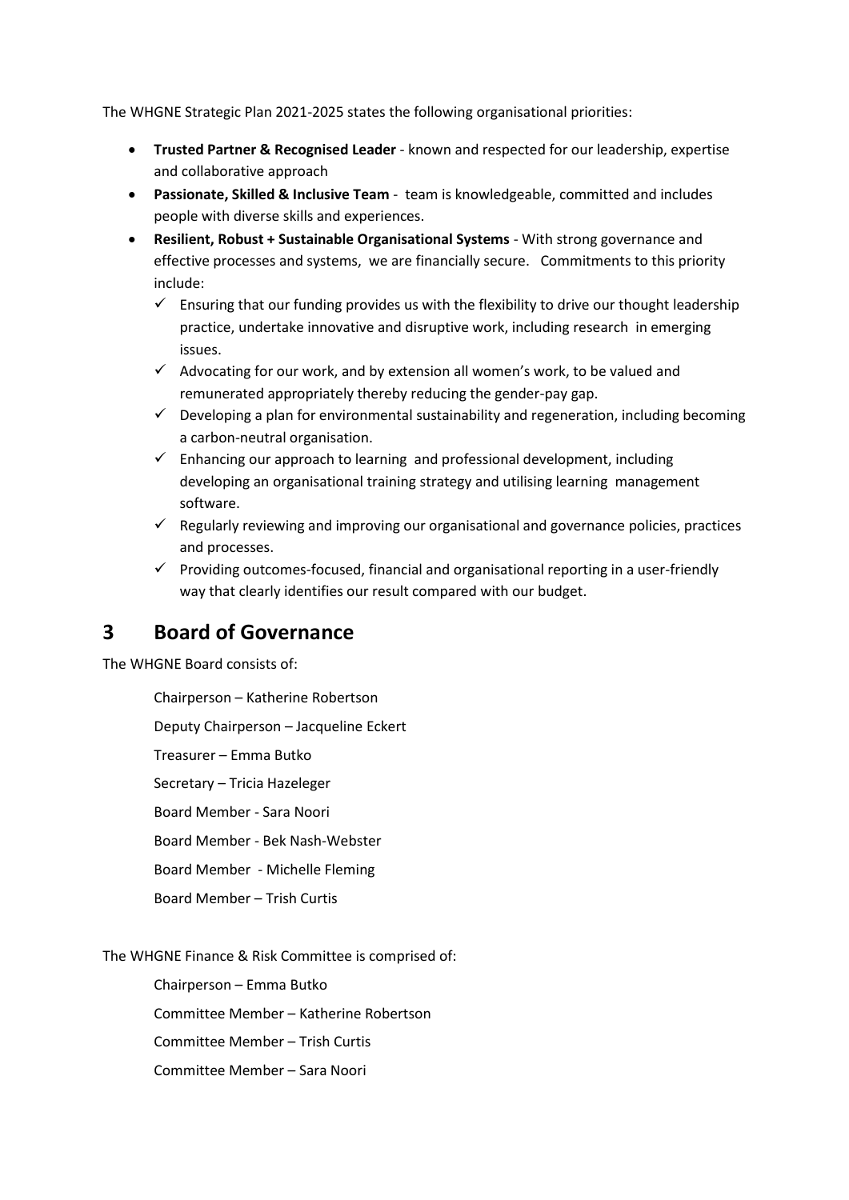The WHGNE Strategic Plan 2021-2025 states the following organisational priorities:

- **Trusted Partner & Recognised Leader** - known and respected for our leadership, expertise and collaborative approach
- **Passionate, Skilled & Inclusive Team** - team is knowledgeable, committed and includes people with diverse skills and experiences.
- **Resilient, Robust + Sustainable Organisational Systems** - With strong governance and effective processes and systems, we are financially secure. Commitments to this priority include:
  - ✓ Ensuring that our funding provides us with the flexibility to drive our thought leadership practice, undertake innovative and disruptive work, including research in emerging issues.
  - ✓ Advocating for our work, and by extension all women's work, to be valued and remunerated appropriately thereby reducing the gender-pay gap.
  - ✓ Developing a plan for environmental sustainability and regeneration, including becoming a carbon-neutral organisation.
  - ✓ Enhancing our approach to learning and professional development, including developing an organisational training strategy and utilising learning management software.
  - ✓ Regularly reviewing and improving our organisational and governance policies, practices and processes.
  - ✓ Providing outcomes-focused, financial and organisational reporting in a user-friendly way that clearly identifies our result compared with our budget.

# 3 Board of Governance

The WHGNE Board consists of:

Chairperson – Katherine Robertson

Deputy Chairperson – Jacqueline Eckert

Treasurer – Emma Butko

Secretary – Tricia Hazeleger

Board Member - Sara Noori

Board Member - Bek Nash-Webster

Board Member - Michelle Fleming

Board Member – Trish Curtis

The WHGNE Finance & Risk Committee is comprised of:

Chairperson – Emma Butko

Committee Member – Katherine Robertson

Committee Member – Trish Curtis

Committee Member – Sara Noori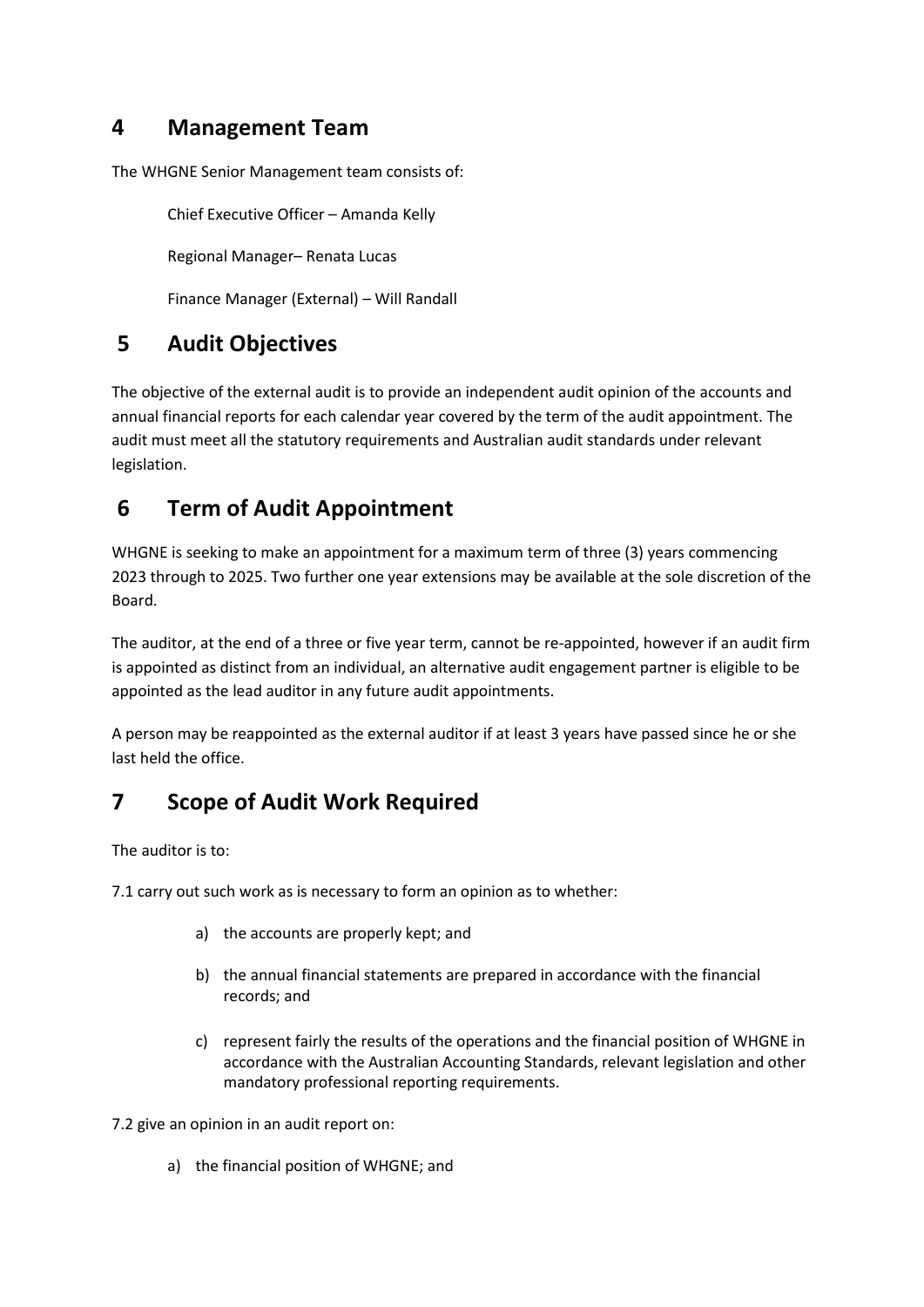## 4 Management Team

The WHGNE Senior Management team consists of:

Chief Executive Officer – Amanda Kelly

Regional Manager– Renata Lucas

Finance Manager (External) – Will Randall

## 5 Audit Objectives

The objective of the external audit is to provide an independent audit opinion of the accounts and annual financial reports for each calendar year covered by the term of the audit appointment. The audit must meet all the statutory requirements and Australian audit standards under relevant legislation.

## 6 Term of Audit Appointment

WHGNE is seeking to make an appointment for a maximum term of three (3) years commencing 2023 through to 2025. Two further one year extensions may be available at the sole discretion of the Board.

The auditor, at the end of a three or five year term, cannot be re-appointed, however if an audit firm is appointed as distinct from an individual, an alternative audit engagement partner is eligible to be appointed as the lead auditor in any future audit appointments.

A person may be reappointed as the external auditor if at least 3 years have passed since he or she last held the office.

## 7 Scope of Audit Work Required

The auditor is to:

7.1 carry out such work as is necessary to form an opinion as to whether:

- a) the accounts are properly kept; and
- b) the annual financial statements are prepared in accordance with the financial records; and
- c) represent fairly the results of the operations and the financial position of WHGNE in accordance with the Australian Accounting Standards, relevant legislation and other mandatory professional reporting requirements.

7.2 give an opinion in an audit report on:

- a) the financial position of WHGNE; and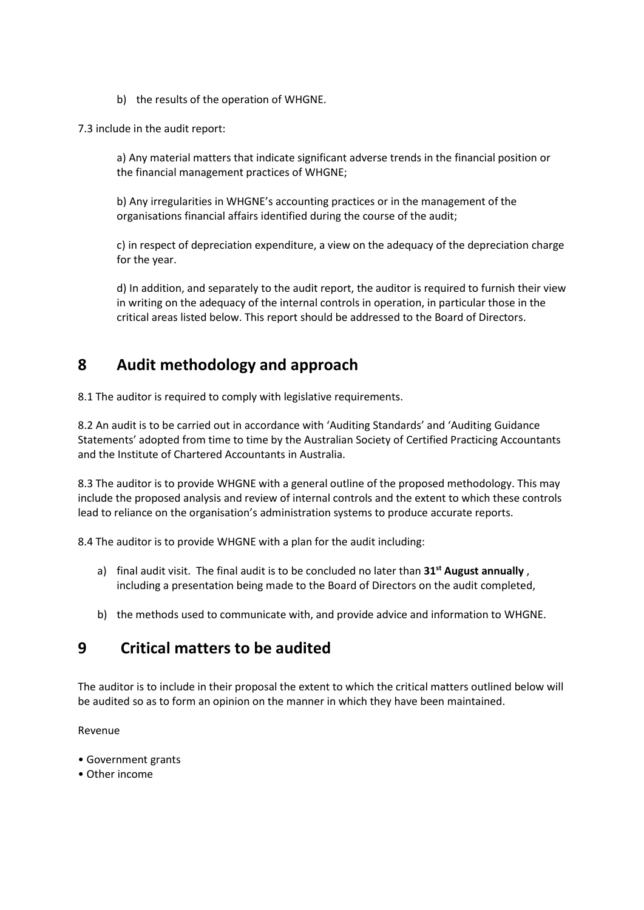b) the results of the operation of WHGNE.

7.3 include in the audit report:

a) Any material matters that indicate significant adverse trends in the financial position or the financial management practices of WHGNE;

b) Any irregularities in WHGNE's accounting practices or in the management of the organisations financial affairs identified during the course of the audit;

c) in respect of depreciation expenditure, a view on the adequacy of the depreciation charge for the year.

d) In addition, and separately to the audit report, the auditor is required to furnish their view in writing on the adequacy of the internal controls in operation, in particular those in the critical areas listed below. This report should be addressed to the Board of Directors.

## 8 Audit methodology and approach

8.1 The auditor is required to comply with legislative requirements.

8.2 An audit is to be carried out in accordance with 'Auditing Standards' and 'Auditing Guidance Statements' adopted from time to time by the Australian Society of Certified Practicing Accountants and the Institute of Chartered Accountants in Australia.

8.3 The auditor is to provide WHGNE with a general outline of the proposed methodology. This may include the proposed analysis and review of internal controls and the extent to which these controls lead to reliance on the organisation's administration systems to produce accurate reports.

8.4 The auditor is to provide WHGNE with a plan for the audit including:

a) final audit visit. The final audit is to be concluded no later than **31st August annually** , including a presentation being made to the Board of Directors on the audit completed,

b) the methods used to communicate with, and provide advice and information to WHGNE.

## 9 Critical matters to be audited

The auditor is to include in their proposal the extent to which the critical matters outlined below will be audited so as to form an opinion on the manner in which they have been maintained.

Revenue

- Government grants
- Other income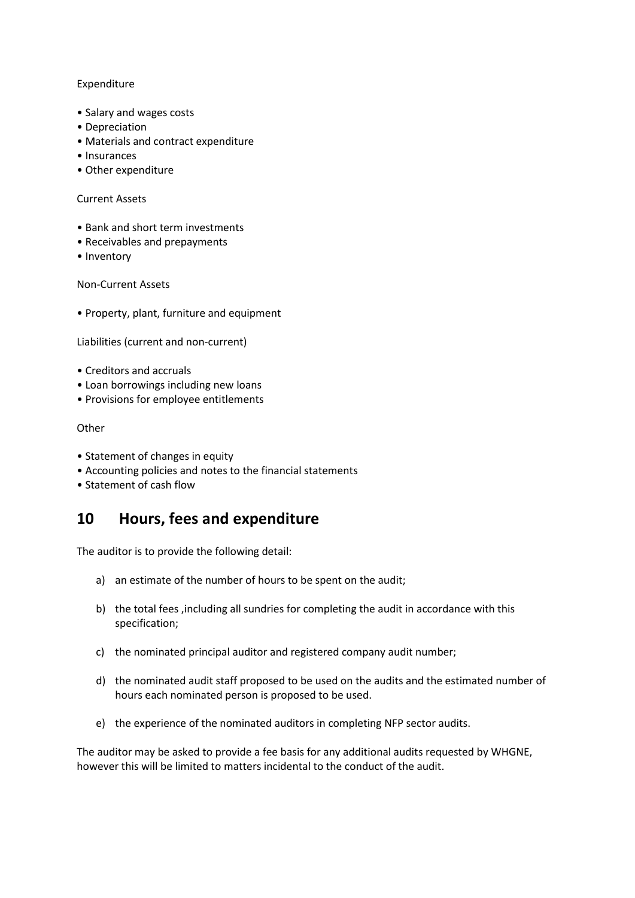Expenditure

- Salary and wages costs
- Depreciation
- Materials and contract expenditure
- Insurances
- Other expenditure

Current Assets

- Bank and short term investments
- Receivables and prepayments
- Inventory

Non-Current Assets

- Property, plant, furniture and equipment

Liabilities (current and non-current)

- Creditors and accruals
- Loan borrowings including new loans
- Provisions for employee entitlements

Other

- Statement of changes in equity
- Accounting policies and notes to the financial statements
- Statement of cash flow

## 10 Hours, fees and expenditure

The auditor is to provide the following detail:

a) an estimate of the number of hours to be spent on the audit;

b) the total fees ,including all sundries for completing the audit in accordance with this specification;

c) the nominated principal auditor and registered company audit number;

d) the nominated audit staff proposed to be used on the audits and the estimated number of hours each nominated person is proposed to be used.

e) the experience of the nominated auditors in completing NFP sector audits.

The auditor may be asked to provide a fee basis for any additional audits requested by WHGNE, however this will be limited to matters incidental to the conduct of the audit.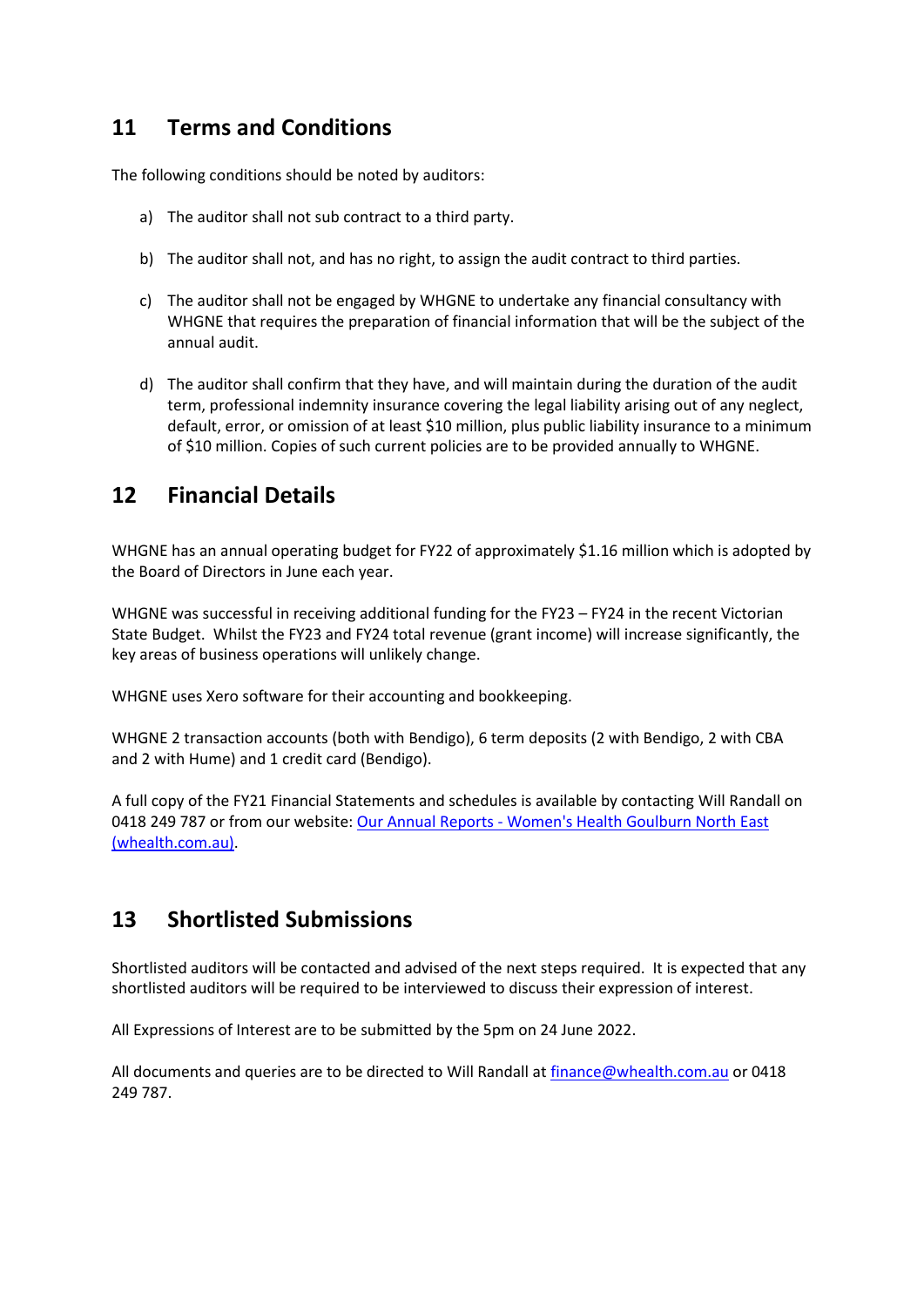## 11 Terms and Conditions

The following conditions should be noted by auditors:

a) The auditor shall not sub contract to a third party.

b) The auditor shall not, and has no right, to assign the audit contract to third parties.

c) The auditor shall not be engaged by WHGNE to undertake any financial consultancy with WHGNE that requires the preparation of financial information that will be the subject of the annual audit.

d) The auditor shall confirm that they have, and will maintain during the duration of the audit term, professional indemnity insurance covering the legal liability arising out of any neglect, default, error, or omission of at least $10 million, plus public liability insurance to a minimum of $10 million. Copies of such current policies are to be provided annually to WHGNE.

## 12 Financial Details

WHGNE has an annual operating budget for FY22 of approximately $1.16 million which is adopted by the Board of Directors in June each year.

WHGNE was successful in receiving additional funding for the FY23 – FY24 in the recent Victorian State Budget. Whilst the FY23 and FY24 total revenue (grant income) will increase significantly, the key areas of business operations will unlikely change.

WHGNE uses Xero software for their accounting and bookkeeping.

WHGNE 2 transaction accounts (both with Bendigo), 6 term deposits (2 with Bendigo, 2 with CBA and 2 with Hume) and 1 credit card (Bendigo).

A full copy of the FY21 Financial Statements and schedules is available by contacting Will Randall on 0418 249 787 or from our website: [Our Annual Reports - Women's Health Goulburn North East (whealth.com.au)](whealth.com.au).

## 13 Shortlisted Submissions

Shortlisted auditors will be contacted and advised of the next steps required. It is expected that any shortlisted auditors will be required to be interviewed to discuss their expression of interest.

All Expressions of Interest are to be submitted by the 5pm on 24 June 2022.

All documents and queries are to be directed to Will Randall at finance@whealth.com.au or 0418 249 787.